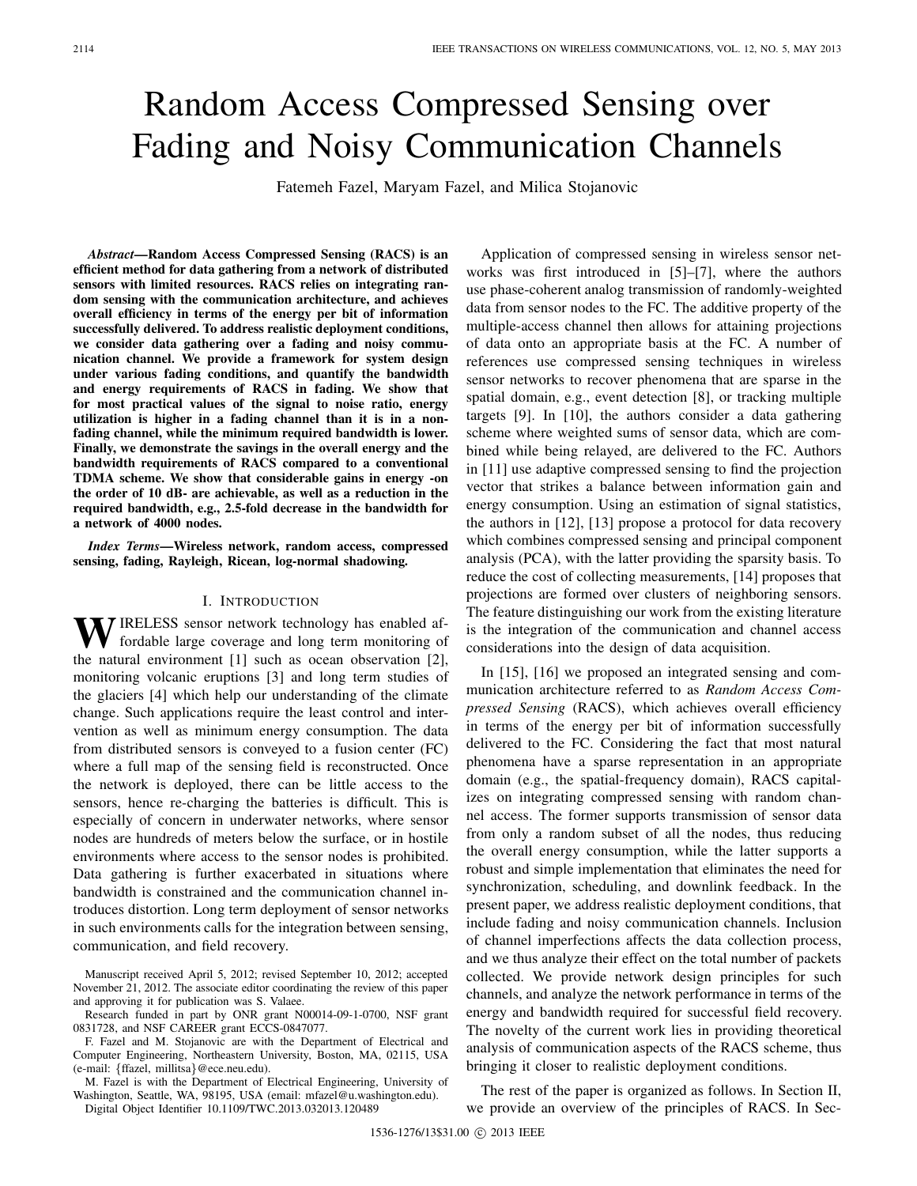# Random Access Compressed Sensing over Fading and Noisy Communication Channels

Fatemeh Fazel, Maryam Fazel, and Milica Stojanovic

***Abstract*—Random Access Compressed Sensing (RACS) is an efficient method for data gathering from a network of distributed sensors with limited resources. RACS relies on integrating random sensing with the communication architecture, and achieves overall efficiency in terms of the energy per bit of information successfully delivered. To address realistic deployment conditions, we consider data gathering over a fading and noisy communication channel. We provide a framework for system design under various fading conditions, and quantify the bandwidth and energy requirements of RACS in fading. We show that for most practical values of the signal to noise ratio, energy utilization is higher in a fading channel than it is in a non-fading channel, while the minimum required bandwidth is lower. Finally, we demonstrate the savings in the overall energy and the bandwidth requirements of RACS compared to a conventional TDMA scheme. We show that considerable gains in energy -on the order of 10 dB- are achievable, as well as a reduction in the required bandwidth, e.g., 2.5-fold decrease in the bandwidth for a network of 4000 nodes.**

***Index Terms*—Wireless network, random access, compressed sensing, fading, Rayleigh, Ricean, log-normal shadowing.**

## I. Introduction

Wireless sensor network technology has enabled affordable large coverage and long term monitoring of the natural environment [1] such as ocean observation [2], monitoring volcanic eruptions [3] and long term studies of the glaciers [4] which help our understanding of the climate change. Such applications require the least control and intervention as well as minimum energy consumption. The data from distributed sensors is conveyed to a fusion center (FC) where a full map of the sensing field is reconstructed. Once the network is deployed, there can be little access to the sensors, hence re-charging the batteries is difficult. This is especially of concern in underwater networks, where sensor nodes are hundreds of meters below the surface, or in hostile environments where access to the sensor nodes is prohibited. Data gathering is further exacerbated in situations where bandwidth is constrained and the communication channel introduces distortion. Long term deployment of sensor networks in such environments calls for the integration between sensing, communication, and field recovery.

Manuscript received April 5, 2012; revised September 10, 2012; accepted November 21, 2012. The associate editor coordinating the review of this paper and approving it for publication was S. Valaee.

Research funded in part by ONR grant N00014-09-1-0700, NSF grant 0831728, and NSF CAREER grant ECCS-0847077.

F. Fazel and M. Stojanovic are with the Department of Electrical and Computer Engineering, Northeastern University, Boston, MA, 02115, USA (e-mail: {ffazel, millitsa}@ece.neu.edu).

M. Fazel is with the Department of Electrical Engineering, University of Washington, Seattle, WA, 98195, USA (email: mfazel@u.washington.edu).

Digital Object Identifier 10.1109/TWC.2013.032013.120489

Application of compressed sensing in wireless sensor networks was first introduced in [5]–[7], where the authors use phase-coherent analog transmission of randomly-weighted data from sensor nodes to the FC. The additive property of the multiple-access channel then allows for attaining projections of data onto an appropriate basis at the FC. A number of references use compressed sensing techniques in wireless sensor networks to recover phenomena that are sparse in the spatial domain, e.g., event detection [8], or tracking multiple targets [9]. In [10], the authors consider a data gathering scheme where weighted sums of sensor data, which are combined while being relayed, are delivered to the FC. Authors in [11] use adaptive compressed sensing to find the projection vector that strikes a balance between information gain and energy consumption. Using an estimation of signal statistics, the authors in [12], [13] propose a protocol for data recovery which combines compressed sensing and principal component analysis (PCA), with the latter providing the sparsity basis. To reduce the cost of collecting measurements, [14] proposes that projections are formed over clusters of neighboring sensors. The feature distinguishing our work from the existing literature is the integration of the communication and channel access considerations into the design of data acquisition.

In [15], [16] we proposed an integrated sensing and communication architecture referred to as *Random Access Compressed Sensing* (RACS), which achieves overall efficiency in terms of the energy per bit of information successfully delivered to the FC. Considering the fact that most natural phenomena have a sparse representation in an appropriate domain (e.g., the spatial-frequency domain), RACS capitalizes on integrating compressed sensing with random channel access. The former supports transmission of sensor data from only a random subset of all the nodes, thus reducing the overall energy consumption, while the latter supports a robust and simple implementation that eliminates the need for synchronization, scheduling, and downlink feedback. In the present paper, we address realistic deployment conditions, that include fading and noisy communication channels. Inclusion of channel imperfections affects the data collection process, and we thus analyze their effect on the total number of packets collected. We provide network design principles for such channels, and analyze the network performance in terms of the energy and bandwidth required for successful field recovery. The novelty of the current work lies in providing theoretical analysis of communication aspects of the RACS scheme, thus bringing it closer to realistic deployment conditions.

The rest of the paper is organized as follows. In Section II, we provide an overview of the principles of RACS. In Sec-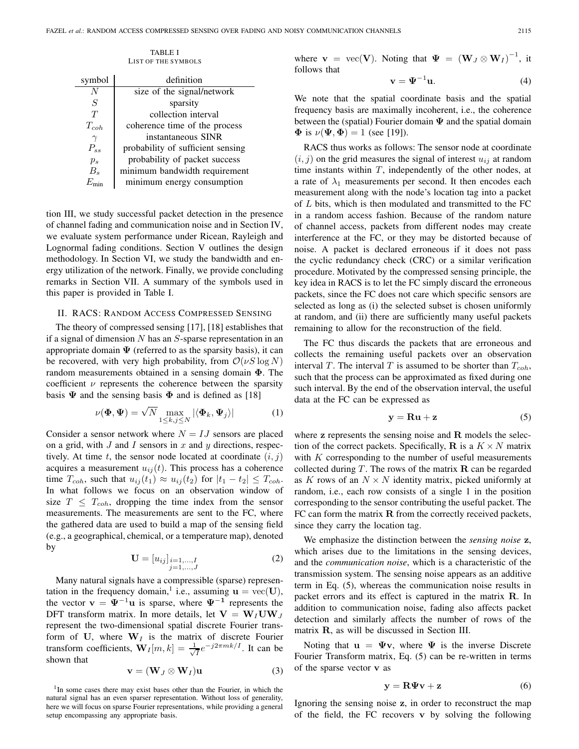TABLE I
LIST OF THE SYMBOLS

| symbol | definition |
|---|---|
| $N$ | size of the signal/network |
| $S$ | sparsity |
| $T$ | collection interval |
| $T_{coh}$ | coherence time of the process |
| $\gamma$ | instantaneous SINR |
| $P_{ss}$ | probability of sufficient sensing |
| $p_s$ | probability of packet success |
| $B_s$ | minimum bandwidth requirement |
| $E_{\min}$ | minimum energy consumption |

tion III, we study successful packet detection in the presence of channel fading and communication noise and in Section IV, we evaluate system performance under Ricean, Rayleigh and Lognormal fading conditions. Section V outlines the design methodology. In Section VI, we study the bandwidth and energy utilization of the network. Finally, we provide concluding remarks in Section VII. A summary of the symbols used in this paper is provided in Table I.

## II. RACS: Random Access Compressed Sensing

The theory of compressed sensing [17], [18] establishes that if a signal of dimension $N$ has an $S$-sparse representation in an appropriate domain $\mathbf{\Psi}$ (referred to as the sparsity basis), it can be recovered, with very high probability, from $\mathcal{O}(\nu S \log N)$ random measurements obtained in a sensing domain $\mathbf{\Phi}$. The coefficient $\nu$ represents the coherence between the sparsity basis $\mathbf{\Psi}$ and the sensing basis $\mathbf{\Phi}$ and is defined as [18]

$$\nu(\mathbf{\Phi}, \mathbf{\Psi}) = \sqrt{N} \max_{1 \le k,j \le N} |\langle \mathbf{\Phi}_k, \mathbf{\Psi}_j \rangle| \tag{1}$$

Consider a sensor network where $N = IJ$ sensors are placed on a grid, with $J$ and $I$ sensors in $x$ and $y$ directions, respectively. At time $t$, the sensor node located at coordinate $(i, j)$ acquires a measurement $u_{ij}(t)$. This process has a coherence time $T_{coh}$, such that $u_{ij}(t_1) \approx u_{ij}(t_2)$ for $|t_1 - t_2| \le T_{coh}$. In what follows we focus on an observation window of size $T \le T_{coh}$, dropping the time index from the sensor measurements. The measurements are sent to the FC, where the gathered data are used to build a map of the sensing field (e.g., a geographical, chemical, or a temperature map), denoted by

$$\mathbf{U} = [u_{ij}]_{\substack{i=1,\dots,I \\ j=1,\dots,J}} \tag{2}$$

Many natural signals have a compressible (sparse) representation in the frequency domain,[1] i.e., assuming $\mathbf{u} = \text{vec}(\mathbf{U})$, the vector $\mathbf{v} = \mathbf{\Psi}^{-1}\mathbf{u}$ is sparse, where $\mathbf{\Psi}^{-1}$ represents the DFT transform matrix. In more details, let $\mathbf{V} = \mathbf{W}_I \mathbf{U} \mathbf{W}_J$ represent the two-dimensional spatial discrete Fourier transform of $\mathbf{U}$, where $\mathbf{W}_I$ is the matrix of discrete Fourier transform coefficients, $\mathbf{W}_I[m,k] = \frac{1}{\sqrt{I}} e^{-j2\pi mk/I}$. It can be shown that

$$\mathbf{v} = (\mathbf{W}_J \otimes \mathbf{W}_I)\mathbf{u} \tag{3}$$

[1] In some cases there may exist bases other than the Fourier, in which the natural signal has an even sparser representation. Without loss of generality, here we will focus on sparse Fourier representations, while providing a general setup encompassing any appropriate basis.

where $\mathbf{v} = \text{vec}(\mathbf{V})$. Noting that $\mathbf{\Psi} = (\mathbf{W}_J \otimes \mathbf{W}_I)^{-1}$, it follows that

$$\mathbf{v} = \mathbf{\Psi}^{-1}\mathbf{u}. \tag{4}$$

We note that the spatial coordinate basis and the spatial frequency basis are maximally incoherent, i.e., the coherence between the (spatial) Fourier domain $\mathbf{\Psi}$ and the spatial domain $\mathbf{\Phi}$ is $\nu(\mathbf{\Psi}, \mathbf{\Phi}) = 1$ (see [19]).

RACS thus works as follows: The sensor node at coordinate $(i, j)$ on the grid measures the signal of interest $u_{ij}$ at random time instants within $T$, independently of the other nodes, at a rate of $\lambda_1$ measurements per second. It then encodes each measurement along with the node's location tag into a packet of $L$ bits, which is then modulated and transmitted to the FC in a random access fashion. Because of the random nature of channel access, packets from different nodes may create interference at the FC, or they may be distorted because of noise. A packet is declared erroneous if it does not pass the cyclic redundancy check (CRC) or a similar verification procedure. Motivated by the compressed sensing principle, the key idea in RACS is to let the FC simply discard the erroneous packets, since the FC does not care which specific sensors are selected as long as (i) the selected subset is chosen uniformly at random, and (ii) there are sufficiently many useful packets remaining to allow for the reconstruction of the field.

The FC thus discards the packets that are erroneous and collects the remaining useful packets over an observation interval $T$. The interval $T$ is assumed to be shorter than $T_{coh}$, such that the process can be approximated as fixed during one such interval. By the end of the observation interval, the useful data at the FC can be expressed as

$$\mathbf{y} = \mathbf{R}\mathbf{u} + \mathbf{z} \tag{5}$$

where $\mathbf{z}$ represents the sensing noise and $\mathbf{R}$ models the selection of the correct packets. Specifically, $\mathbf{R}$ is a $K \times N$ matrix with $K$ corresponding to the number of useful measurements collected during $T$. The rows of the matrix $\mathbf{R}$ can be regarded as $K$ rows of an $N \times N$ identity matrix, picked uniformly at random, i.e., each row consists of a single 1 in the position corresponding to the sensor contributing the useful packet. The FC can form the matrix $\mathbf{R}$ from the correctly received packets, since they carry the location tag.

We emphasize the distinction between the *sensing noise* $\mathbf{z}$, which arises due to the limitations in the sensing devices, and the *communication noise*, which is a characteristic of the transmission system. The sensing noise appears as an additive term in Eq. (5), whereas the communication noise results in packet errors and its effect is captured in the matrix $\mathbf{R}$. In addition to communication noise, fading also affects packet detection and similarly affects the number of rows of the matrix $\mathbf{R}$, as will be discussed in Section III.

Noting that $\mathbf{u} = \mathbf{\Psi}\mathbf{v}$, where $\mathbf{\Psi}$ is the inverse Discrete Fourier Transform matrix, Eq. (5) can be re-written in terms of the sparse vector $\mathbf{v}$ as

$$\mathbf{y} = \mathbf{R}\mathbf{\Psi}\mathbf{v} + \mathbf{z} \tag{6}$$

Ignoring the sensing noise $\mathbf{z}$, in order to reconstruct the map of the field, the FC recovers $\mathbf{v}$ by solving the following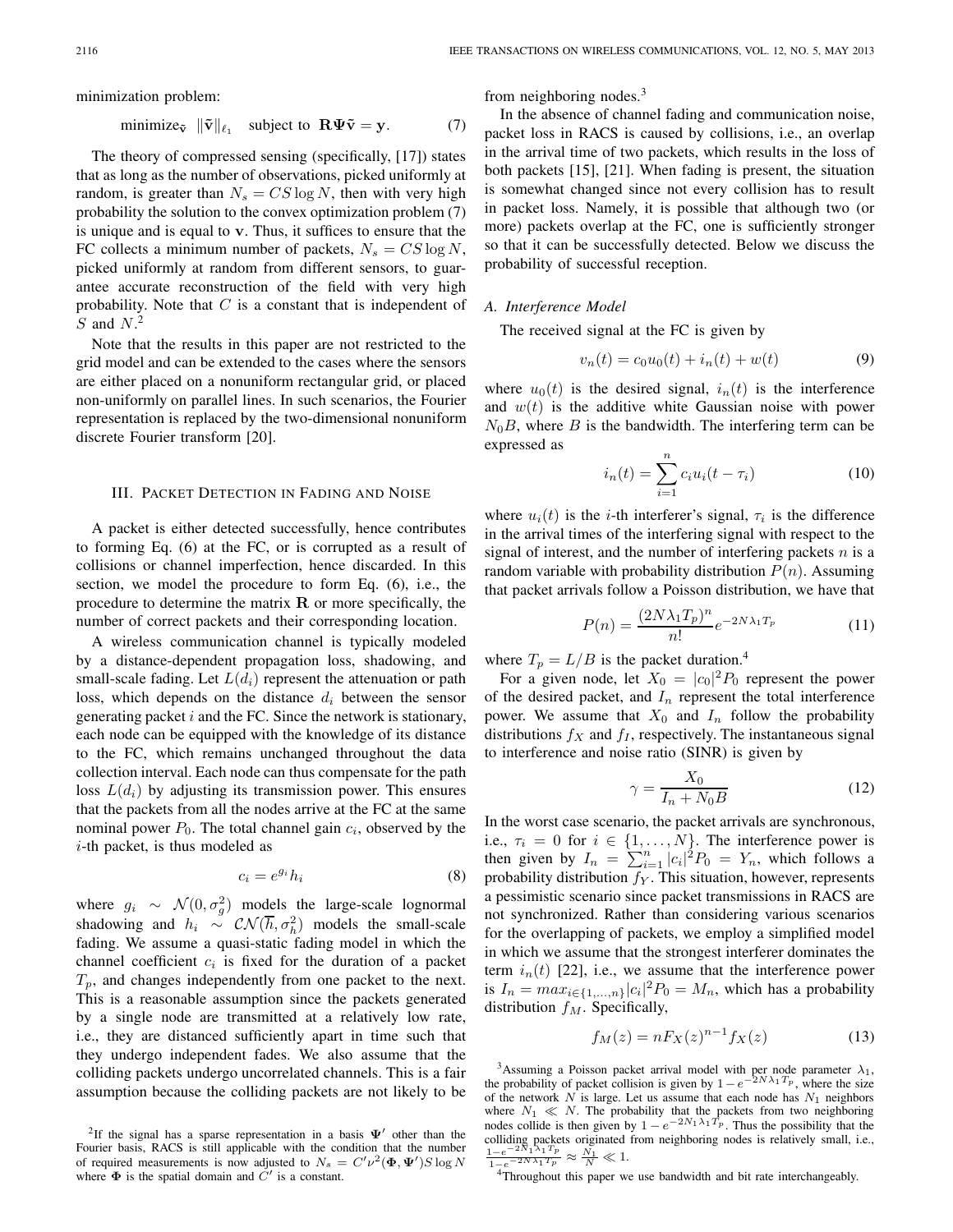minimization problem:

$$\text{minimize}_{\tilde{\mathbf{v}}} \ \|\tilde{\mathbf{v}}\|_{\ell_1} \quad \text{subject to} \ \mathbf{R}\mathbf{\Psi}\tilde{\mathbf{v}} = \mathbf{y}. \tag{7}$$

The theory of compressed sensing (specifically, [17]) states that as long as the number of observations, picked uniformly at random, is greater than $N_s = CS \log N$, then with very high probability the solution to the convex optimization problem (7) is unique and is equal to $\mathbf{v}$. Thus, it suffices to ensure that the FC collects a minimum number of packets, $N_s = CS \log N$, picked uniformly at random from different sensors, to guarantee accurate reconstruction of the field with very high probability. Note that $C$ is a constant that is independent of $S$ and $N$.[2]

Note that the results in this paper are not restricted to the grid model and can be extended to the cases where the sensors are either placed on a nonuniform rectangular grid, or placed non-uniformly on parallel lines. In such scenarios, the Fourier representation is replaced by the two-dimensional nonuniform discrete Fourier transform [20].

## III. Packet Detection in Fading and Noise

A packet is either detected successfully, hence contributes to forming Eq. (6) at the FC, or is corrupted as a result of collisions or channel imperfection, hence discarded. In this section, we model the procedure to form Eq. (6), i.e., the procedure to determine the matrix $\mathbf{R}$ or more specifically, the number of correct packets and their corresponding location.

A wireless communication channel is typically modeled by a distance-dependent propagation loss, shadowing, and small-scale fading. Let $L(d_i)$ represent the attenuation or path loss, which depends on the distance $d_i$ between the sensor generating packet $i$ and the FC. Since the network is stationary, each node can be equipped with the knowledge of its distance to the FC, which remains unchanged throughout the data collection interval. Each node can thus compensate for the path loss $L(d_i)$ by adjusting its transmission power. This ensures that the packets from all the nodes arrive at the FC at the same nominal power $P_0$. The total channel gain $c_i$, observed by the $i$-th packet, is thus modeled as

$$c_i = e^{g_i} h_i \tag{8}$$

where $g_i \sim \mathcal{N}(0, \sigma_g^2)$ models the large-scale lognormal shadowing and $h_i \sim \mathcal{CN}(\overline{h}, \sigma_h^2)$ models the small-scale fading. We assume a quasi-static fading model in which the channel coefficient $c_i$ is fixed for the duration of a packet $T_p$, and changes independently from one packet to the next. This is a reasonable assumption since the packets generated by a single node are transmitted at a relatively low rate, i.e., they are distanced sufficiently apart in time such that they undergo independent fades. We also assume that the colliding packets undergo uncorrelated channels. This is a fair assumption because the colliding packets are not likely to be from neighboring nodes.[3]

In the absence of channel fading and communication noise, packet loss in RACS is caused by collisions, i.e., an overlap in the arrival time of two packets, which results in the loss of both packets [15], [21]. When fading is present, the situation is somewhat changed since not every collision has to result in packet loss. Namely, it is possible that although two (or more) packets overlap at the FC, one is sufficiently stronger so that it can be successfully detected. Below we discuss the probability of successful reception.

### A. Interference Model

The received signal at the FC is given by

$$v_n(t) = c_0 u_0(t) + i_n(t) + w(t) \tag{9}$$

where $u_0(t)$ is the desired signal, $i_n(t)$ is the interference and $w(t)$ is the additive white Gaussian noise with power $N_0 B$, where $B$ is the bandwidth. The interfering term can be expressed as

$$i_n(t) = \sum_{i=1}^{n} c_i u_i(t - \tau_i) \tag{10}$$

where $u_i(t)$ is the $i$-th interferer's signal, $\tau_i$ is the difference in the arrival times of the interfering signal with respect to the signal of interest, and the number of interfering packets $n$ is a random variable with probability distribution $P(n)$. Assuming that packet arrivals follow a Poisson distribution, we have that

$$P(n) = \frac{(2N\lambda_1 T_p)^n}{n!} e^{-2N\lambda_1 T_p} \tag{11}$$

where $T_p = L/B$ is the packet duration.[4]

For a given node, let $X_0 = |c_0|^2 P_0$ represent the power of the desired packet, and $I_n$ represent the total interference power. We assume that $X_0$ and $I_n$ follow the probability distributions $f_X$ and $f_I$, respectively. The instantaneous signal to interference and noise ratio (SINR) is given by

$$\gamma = \frac{X_0}{I_n + N_0 B} \tag{12}$$

In the worst case scenario, the packet arrivals are synchronous, i.e., $\tau_i = 0$ for $i \in \{1, \ldots, N\}$. The interference power is then given by $I_n = \sum_{i=1}^{n} |c_i|^2 P_0 = Y_n$, which follows a probability distribution $f_Y$. This situation, however, represents a pessimistic scenario since packet transmissions in RACS are not synchronized. Rather than considering various scenarios for the overlapping of packets, we employ a simplified model in which we assume that the strongest interferer dominates the term $i_n(t)$ [22], i.e., we assume that the interference power is $I_n = max_{i \in \{1,\ldots,n\}} |c_i|^2 P_0 = M_n$, which has a probability distribution $f_M$. Specifically,

$$f_M(z) = n F_X(z)^{n-1} f_X(z) \tag{13}$$

---

[2] If the signal has a sparse representation in a basis $\mathbf{\Psi}'$ other than the Fourier basis, RACS is still applicable with the condition that the number of required measurements is now adjusted to $N_s = C' \nu^2(\mathbf{\Phi}, \mathbf{\Psi}') S \log N$ where $\mathbf{\Phi}$ is the spatial domain and $C'$ is a constant.

[3] Assuming a Poisson packet arrival model with per node parameter $\lambda_1$, the probability of packet collision is given by $1 - e^{-2N\lambda_1 T_p}$, where the size of the network $N$ is large. Let us assume that each node has $N_1$ neighbors where $N_1 \ll N$. The probability that the packets from two neighboring nodes collide is then given by $1 - e^{-2N_1 \lambda_1 T_p}$. Thus the possibility that the colliding packets originated from neighboring nodes is relatively small, i.e., $\frac{1-e^{-2N_1\lambda_1 T_p}}{1-e^{-2N\lambda_1 T_p}} \approx \frac{N_1}{N} \ll 1$.

[4] Throughout this paper we use bandwidth and bit rate interchangeably.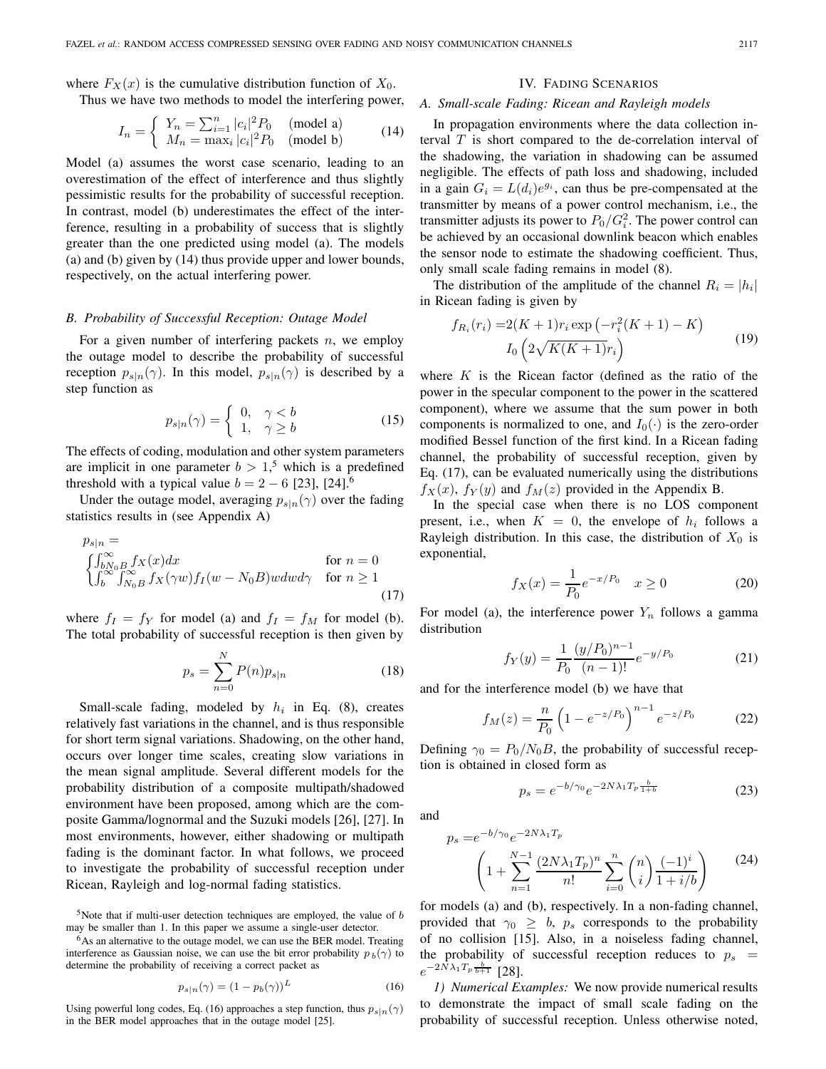where $F_X(x)$ is the cumulative distribution function of $X_0$.

Thus we have two methods to model the interfering power,

$$I_n = \begin{cases} Y_n = \sum_{i=1}^{n} |c_i|^2 P_0 & \text{(model a)} \\ M_n = \max_i |c_i|^2 P_0 & \text{(model b)} \end{cases} \tag{14}$$

Model (a) assumes the worst case scenario, leading to an overestimation of the effect of interference and thus slightly pessimistic results for the probability of successful reception. In contrast, model (b) underestimates the effect of the interference, resulting in a probability of success that is slightly greater than the one predicted using model (a). The models (a) and (b) given by (14) thus provide upper and lower bounds, respectively, on the actual interfering power.

### B. Probability of Successful Reception: Outage Model

For a given number of interfering packets $n$, we employ the outage model to describe the probability of successful reception $p_{s|n}(\gamma)$. In this model, $p_{s|n}(\gamma)$ is described by a step function as

$$p_{s|n}(\gamma) = \begin{cases} 0, & \gamma < b \\ 1, & \gamma \geq b \end{cases} \tag{15}$$

The effects of coding, modulation and other system parameters are implicit in one parameter $b > 1$,[5] which is a predefined threshold with a typical value $b = 2 - 6$ [23], [24].[6]

Under the outage model, averaging $p_{s|n}(\gamma)$ over the fading statistics results in (see Appendix A)

$$p_{s|n} = \begin{cases} \int_{bN_0B}^{\infty} f_X(x)dx & \text{for } n = 0 \\ \int_{b}^{\infty}\int_{N_0B}^{\infty} f_X(\gamma w) f_I(w - N_0B) w dw d\gamma & \text{for } n \geq 1 \end{cases} \tag{17}$$

where $f_I = f_Y$ for model (a) and $f_I = f_M$ for model (b). The total probability of successful reception is then given by

$$p_s = \sum_{n=0}^{N} P(n) p_{s|n} \tag{18}$$

Small-scale fading, modeled by $h_i$ in Eq. (8), creates relatively fast variations in the channel, and is thus responsible for short term signal variations. Shadowing, on the other hand, occurs over longer time scales, creating slow variations in the mean signal amplitude. Several different models for the probability distribution of a composite multipath/shadowed environment have been proposed, among which are the composite Gamma/lognormal and the Suzuki models [26], [27]. In most environments, however, either shadowing or multipath fading is the dominant factor. In what follows, we proceed to investigate the probability of successful reception under Ricean, Rayleigh and log-normal fading statistics.

[5]Note that if multi-user detection techniques are employed, the value of $b$ may be smaller than 1. In this paper we assume a single-user detector.

[6]As an alternative to the outage model, we can use the BER model. Treating interference as Gaussian noise, we can use the bit error probability $p_b(\gamma)$ to determine the probability of receiving a correct packet as

$$p_{s|n}(\gamma) = (1 - p_b(\gamma))^L \tag{16}$$

Using powerful long codes, Eq. (16) approaches a step function, thus $p_{s|n}(\gamma)$ in the BER model approaches that in the outage model [25].

## IV. Fading Scenarios

### A. Small-scale Fading: Ricean and Rayleigh models

In propagation environments where the data collection interval $T$ is short compared to the de-correlation interval of the shadowing, the variation in shadowing can be assumed negligible. The effects of path loss and shadowing, included in a gain $G_i = L(d_i)e^{g_i}$, can thus be pre-compensated at the transmitter by means of a power control mechanism, i.e., the transmitter adjusts its power to $P_0/G_i^2$. The power control can be achieved by an occasional downlink beacon which enables the sensor node to estimate the shadowing coefficient. Thus, only small scale fading remains in model (8).

The distribution of the amplitude of the channel $R_i = |h_i|$ in Ricean fading is given by

$$f_{R_i}(r_i) = 2(K+1)r_i \exp\left(-r_i^2(K+1) - K\right) I_0\left(2\sqrt{K(K+1)}r_i\right) \tag{19}$$

where $K$ is the Ricean factor (defined as the ratio of the power in the specular component to the power in the scattered component), where we assume that the sum power in both components is normalized to one, and $I_0(\cdot)$ is the zero-order modified Bessel function of the first kind. In a Ricean fading channel, the probability of successful reception, given by Eq. (17), can be evaluated numerically using the distributions $f_X(x)$, $f_Y(y)$ and $f_M(z)$ provided in the Appendix B.

In the special case when there is no LOS component present, i.e., when $K = 0$, the envelope of $h_i$ follows a Rayleigh distribution. In this case, the distribution of $X_0$ is exponential,

$$f_X(x) = \frac{1}{P_0} e^{-x/P_0} \quad x \geq 0 \tag{20}$$

For model (a), the interference power $Y_n$ follows a gamma distribution

$$f_Y(y) = \frac{1}{P_0} \frac{(y/P_0)^{n-1}}{(n-1)!} e^{-y/P_0} \tag{21}$$

and for the interference model (b) we have that

$$f_M(z) = \frac{n}{P_0}\left(1 - e^{-z/P_0}\right)^{n-1} e^{-z/P_0} \tag{22}$$

Defining $\gamma_0 = P_0/N_0B$, the probability of successful reception is obtained in closed form as

$$p_s = e^{-b/\gamma_0} e^{-2N\lambda_1 T_p \frac{b}{1+b}} \tag{23}$$

and

$$p_s = e^{-b/\gamma_0} e^{-2N\lambda_1 T_p} \left(1 + \sum_{n=1}^{N-1} \frac{(2N\lambda_1 T_p)^n}{n!} \sum_{i=0}^{n} \binom{n}{i} \frac{(-1)^i}{1 + i/b}\right) \tag{24}$$

for models (a) and (b), respectively. In a non-fading channel, provided that $\gamma_0 \geq b$, $p_s$ corresponds to the probability of no collision [15]. Also, in a noiseless fading channel, the probability of successful reception reduces to $p_s = e^{-2N\lambda_1 T_p \frac{b}{b+1}}$ [28].

*1) Numerical Examples:* We now provide numerical results to demonstrate the impact of small scale fading on the probability of successful reception. Unless otherwise noted,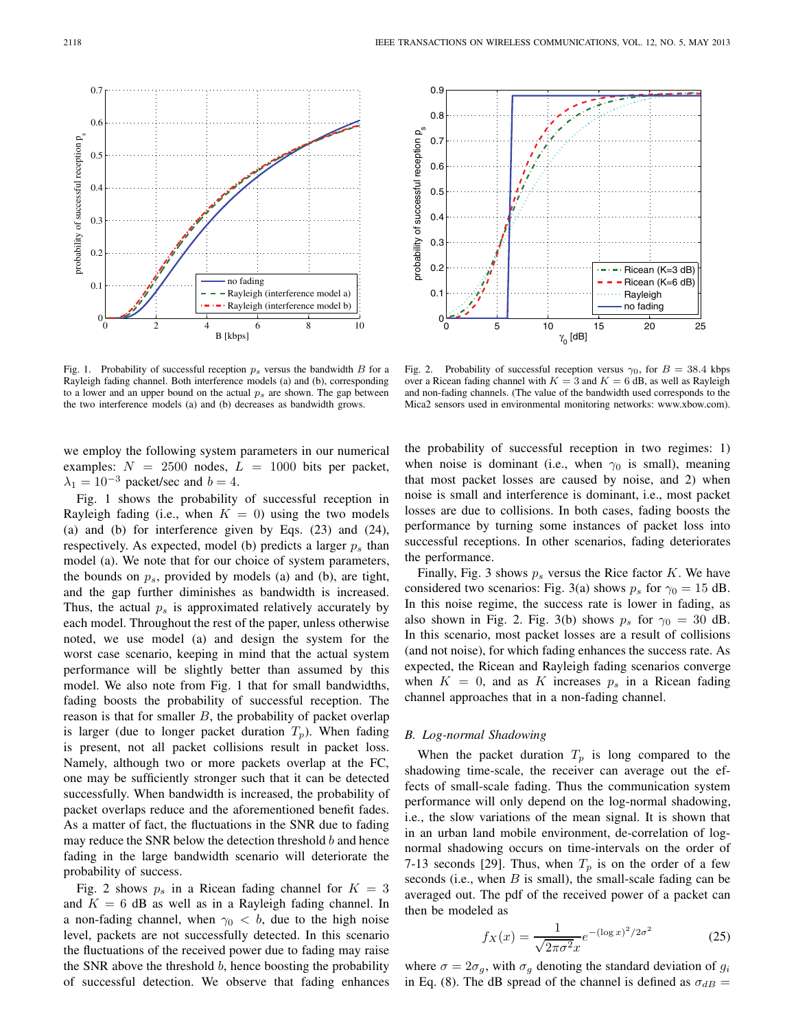Fig. 1. Probability of successful reception $p_s$ versus the bandwidth $B$ for a Rayleigh fading channel. Both interference models (a) and (b), corresponding to a lower and an upper bound on the actual $p_s$ are shown. The gap between the two interference models (a) and (b) decreases as bandwidth grows.

Fig. 2. Probability of successful reception versus $\gamma_0$, for $B = 38.4$ kbps over a Ricean fading channel with $K = 3$ and $K = 6$ dB, as well as Rayleigh and non-fading channels. (The value of the bandwidth used corresponds to the Mica2 sensors used in environmental monitoring networks: www.xbow.com).

we employ the following system parameters in our numerical examples: $N = 2500$ nodes, $L = 1000$ bits per packet, $\lambda_1 = 10^{-3}$ packet/sec and $b = 4$.

Fig. 1 shows the probability of successful reception in Rayleigh fading (i.e., when $K = 0$) using the two models (a) and (b) for interference given by Eqs. (23) and (24), respectively. As expected, model (b) predicts a larger $p_s$ than model (a). We note that for our choice of system parameters, the bounds on $p_s$, provided by models (a) and (b), are tight, and the gap further diminishes as bandwidth is increased. Thus, the actual $p_s$ is approximated relatively accurately by each model. Throughout the rest of the paper, unless otherwise noted, we use model (a) and design the system for the worst case scenario, keeping in mind that the actual system performance will be slightly better than assumed by this model. We also note from Fig. 1 that for small bandwidths, fading boosts the probability of successful reception. The reason is that for smaller $B$, the probability of packet overlap is larger (due to longer packet duration $T_p$). When fading is present, not all packet collisions result in packet loss. Namely, although two or more packets overlap at the FC, one may be sufficiently stronger such that it can be detected successfully. When bandwidth is increased, the probability of packet overlaps reduce and the aforementioned benefit fades. As a matter of fact, the fluctuations in the SNR due to fading may reduce the SNR below the detection threshold $b$ and hence fading in the large bandwidth scenario will deteriorate the probability of success.

Fig. 2 shows $p_s$ in a Ricean fading channel for $K = 3$ and $K = 6$ dB as well as in a Rayleigh fading channel. In a non-fading channel, when $\gamma_0 < b$, due to the high noise level, packets are not successfully detected. In this scenario the fluctuations of the received power due to fading may raise the SNR above the threshold $b$, hence boosting the probability of successful detection. We observe that fading enhances the probability of successful reception in two regimes: 1) when noise is dominant (i.e., when $\gamma_0$ is small), meaning that most packet losses are caused by noise, and 2) when noise is small and interference is dominant, i.e., most packet losses are due to collisions. In both cases, fading boosts the performance by turning some instances of packet loss into successful receptions. In other scenarios, fading deteriorates the performance.

Finally, Fig. 3 shows $p_s$ versus the Rice factor $K$. We have considered two scenarios: Fig. 3(a) shows $p_s$ for $\gamma_0 = 15$ dB. In this noise regime, the success rate is lower in fading, as also shown in Fig. 2. Fig. 3(b) shows $p_s$ for $\gamma_0 = 30$ dB. In this scenario, most packet losses are a result of collisions (and not noise), for which fading enhances the success rate. As expected, the Ricean and Rayleigh fading scenarios converge when $K = 0$, and as $K$ increases $p_s$ in a Ricean fading channel approaches that in a non-fading channel.

### *B. Log-normal Shadowing*

When the packet duration $T_p$ is long compared to the shadowing time-scale, the receiver can average out the effects of small-scale fading. Thus the communication system performance will only depend on the log-normal shadowing, i.e., the slow variations of the mean signal. It is shown that in an urban land mobile environment, de-correlation of log-normal shadowing occurs on time-intervals on the order of 7-13 seconds [29]. Thus, when $T_p$ is on the order of a few seconds (i.e., when $B$ is small), the small-scale fading can be averaged out. The pdf of the received power of a packet can then be modeled as

$$f_X(x) = \frac{1}{\sqrt{2\pi\sigma^2}x} e^{-(\log x)^2/2\sigma^2} \tag{25}$$

where $\sigma = 2\sigma_g$, with $\sigma_g$ denoting the standard deviation of $g_i$ in Eq. (8). The dB spread of the channel is defined as $\sigma_{dB} =$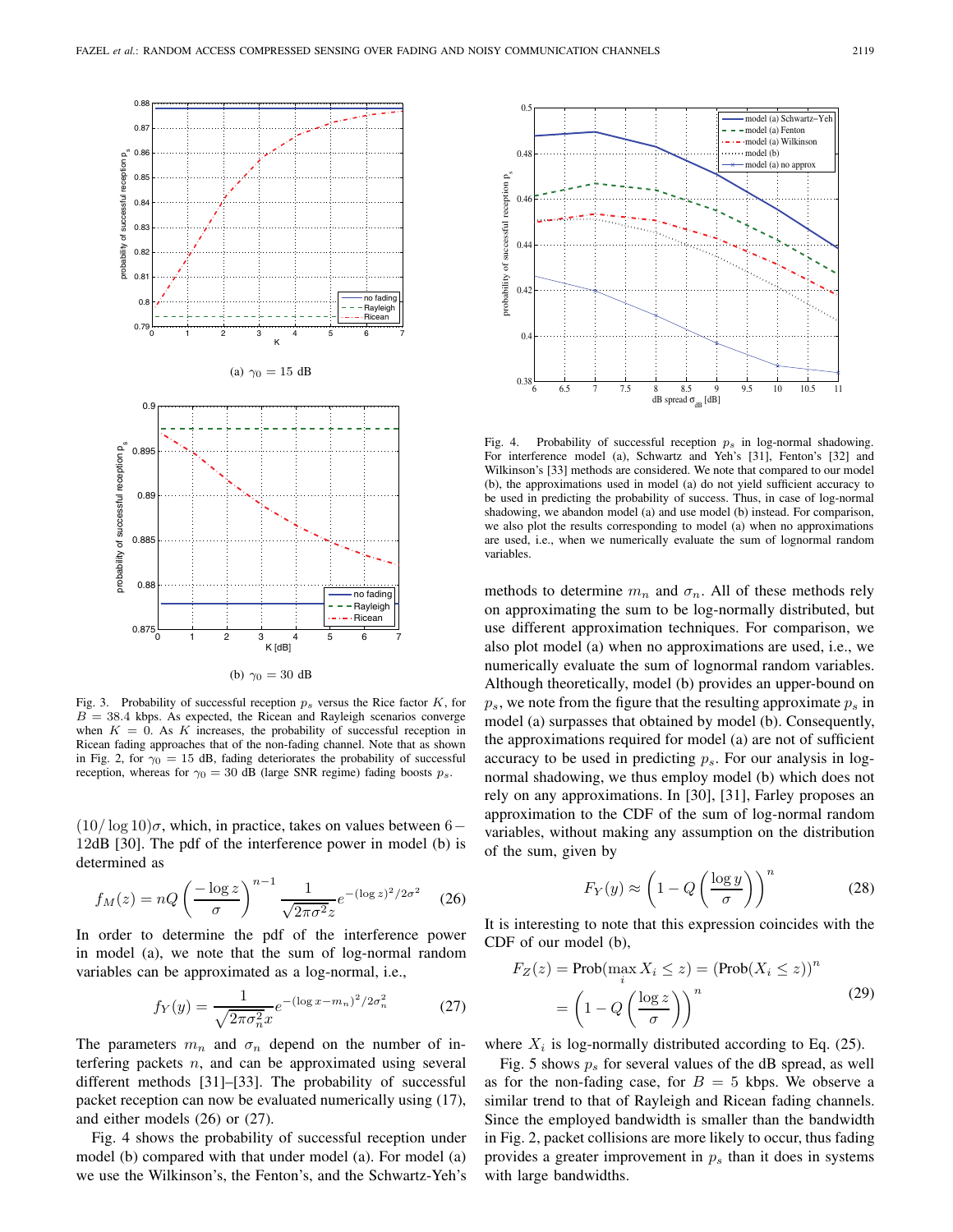(a) $\gamma_0 = 15$ dB

(b) $\gamma_0 = 30$ dB

Fig. 3. Probability of successful reception $p_s$ versus the Rice factor $K$, for $B = 38.4$ kbps. As expected, the Ricean and Rayleigh scenarios converge when $K = 0$. As $K$ increases, the probability of successful reception in Ricean fading approaches that of the non-fading channel. Note that as shown in Fig. 2, for $\gamma_0 = 15$ dB, fading deteriorates the probability of successful reception, whereas for $\gamma_0 = 30$ dB (large SNR regime) fading boosts $p_s$.

$(10/\log 10)\sigma$, which, in practice, takes on values between 6 – 12dB [30]. The pdf of the interference power in model (b) is determined as

$$f_M(z) = nQ\left(\frac{-\log z}{\sigma}\right)^{n-1} \frac{1}{\sqrt{2\pi\sigma^2}z} e^{-(\log z)^2/2\sigma^2} \tag{26}$$

In order to determine the pdf of the interference power in model (a), we note that the sum of log-normal random variables can be approximated as a log-normal, i.e.,

$$f_Y(y) = \frac{1}{\sqrt{2\pi\sigma_n^2}x} e^{-(\log x - m_n)^2/2\sigma_n^2} \tag{27}$$

The parameters $m_n$ and $\sigma_n$ depend on the number of interfering packets $n$, and can be approximated using several different methods [31]–[33]. The probability of successful packet reception can now be evaluated numerically using (17), and either models (26) or (27).

Fig. 4 shows the probability of successful reception under model (b) compared with that under model (a). For model (a) we use the Wilkinson's, the Fenton's, and the Schwartz-Yeh's methods to determine $m_n$ and $\sigma_n$. All of these methods rely on approximating the sum to be log-normally distributed, but use different approximation techniques. For comparison, we also plot model (a) when no approximations are used, i.e., we numerically evaluate the sum of lognormal random variables. Although theoretically, model (b) provides an upper-bound on $p_s$, we note from the figure that the resulting approximate $p_s$ in model (a) surpasses that obtained by model (b). Consequently, the approximations required for model (a) are not of sufficient accuracy to be used in predicting $p_s$. For our analysis in log-normal shadowing, we thus employ model (b) which does not rely on any approximations. In [30], [31], Farley proposes an approximation to the CDF of the sum of log-normal random variables, without making any assumption on the distribution of the sum, given by

$$F_Y(y) \approx \left(1 - Q\left(\frac{\log y}{\sigma}\right)\right)^n \tag{28}$$

It is interesting to note that this expression coincides with the CDF of our model (b),

$$\begin{aligned} F_Z(z) &= \text{Prob}(\max_i X_i \le z) = (\text{Prob}(X_i \le z))^n \\ &= \left(1 - Q\left(\frac{\log z}{\sigma}\right)\right)^n \end{aligned} \tag{29}$$

where $X_i$ is log-normally distributed according to Eq. (25).

Fig. 5 shows $p_s$ for several values of the dB spread, as well as for the non-fading case, for $B = 5$ kbps. We observe a similar trend to that of Rayleigh and Ricean fading channels. Since the employed bandwidth is smaller than the bandwidth in Fig. 2, packet collisions are more likely to occur, thus fading provides a greater improvement in $p_s$ than it does in systems with large bandwidths.

Fig. 4. Probability of successful reception $p_s$ in log-normal shadowing. For interference model (a), Schwartz and Yeh's [31], Fenton's [32] and Wilkinson's [33] methods are considered. We note that compared to our model (b), the approximations used in model (a) do not yield sufficient accuracy to be used in predicting the probability of success. Thus, in case of log-normal shadowing, we abandon model (a) and use model (b) instead. For comparison, we also plot the results corresponding to model (a) when no approximations are used, i.e., when we numerically evaluate the sum of lognormal random variables.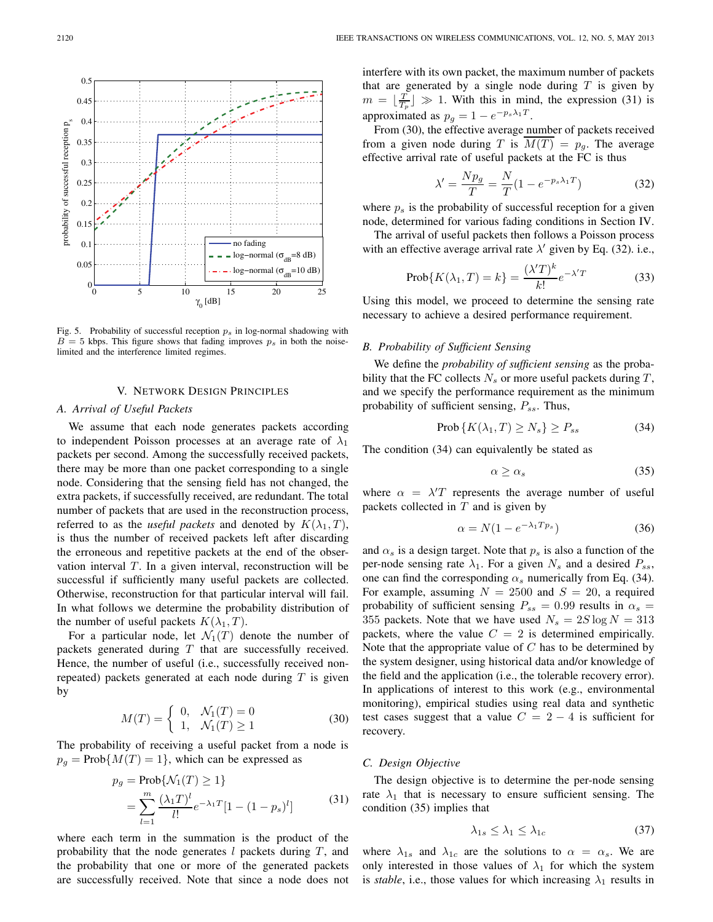Fig. 5. Probability of successful reception $p_s$ in log-normal shadowing with $B = 5$ kbps. This figure shows that fading improves $p_s$ in both the noise-limited and the interference limited regimes.

## V. Network Design Principles

### A. Arrival of Useful Packets

We assume that each node generates packets according to independent Poisson processes at an average rate of $\lambda_1$ packets per second. Among the successfully received packets, there may be more than one packet corresponding to a single node. Considering that the sensing field has not changed, the extra packets, if successfully received, are redundant. The total number of packets that are used in the reconstruction process, referred to as the *useful packets* and denoted by $K(\lambda_1, T)$, is thus the number of received packets left after discarding the erroneous and repetitive packets at the end of the observation interval $T$. In a given interval, reconstruction will be successful if sufficiently many useful packets are collected. Otherwise, reconstruction for that particular interval will fail. In what follows we determine the probability distribution of the number of useful packets $K(\lambda_1, T)$.

For a particular node, let $\mathcal{N}_1(T)$ denote the number of packets generated during $T$ that are successfully received. Hence, the number of useful (i.e., successfully received non-repeated) packets generated at each node during $T$ is given by

$$M(T) = \begin{cases} 0, & \mathcal{N}_1(T) = 0 \\ 1, & \mathcal{N}_1(T) \geq 1 \end{cases} \tag{30}$$

The probability of receiving a useful packet from a node is $p_g = \text{Prob}\{M(T) = 1\}$, which can be expressed as

$$\begin{aligned} p_g &= \text{Prob}\{\mathcal{N}_1(T) \geq 1\} \\ &= \sum_{l=1}^{m} \frac{(\lambda_1 T)^l}{l!} e^{-\lambda_1 T}[1 - (1 - p_s)^l] \end{aligned} \tag{31}$$

where each term in the summation is the product of the probability that the node generates $l$ packets during $T$, and the probability that one or more of the generated packets are successfully received. Note that since a node does not interfere with its own packet, the maximum number of packets that are generated by a single node during $T$ is given by $m = \lfloor \frac{T}{T_p} \rfloor \gg 1$. With this in mind, the expression (31) is approximated as $p_g = 1 - e^{-p_s \lambda_1 T}$.

From (30), the effective average number of packets received from a given node during $T$ is $\overline{M(T)} = p_g$. The average effective arrival rate of useful packets at the FC is thus

$$\lambda' = \frac{N p_g}{T} = \frac{N}{T}(1 - e^{-p_s \lambda_1 T}) \tag{32}$$

where $p_s$ is the probability of successful reception for a given node, determined for various fading conditions in Section IV.

The arrival of useful packets then follows a Poisson process with an effective average arrival rate $\lambda'$ given by Eq. (32). i.e.,

$$\text{Prob}\{K(\lambda_1, T) = k\} = \frac{(\lambda' T)^k}{k!} e^{-\lambda' T} \tag{33}$$

Using this model, we proceed to determine the sensing rate necessary to achieve a desired performance requirement.

### B. Probability of Sufficient Sensing

We define the *probability of sufficient sensing* as the probability that the FC collects $N_s$ or more useful packets during $T$, and we specify the performance requirement as the minimum probability of sufficient sensing, $P_{ss}$. Thus,

$$\text{Prob}\{K(\lambda_1, T) \geq N_s\} \geq P_{ss} \tag{34}$$

The condition (34) can equivalently be stated as

$$\alpha \geq \alpha_s \tag{35}$$

where $\alpha = \lambda' T$ represents the average number of useful packets collected in $T$ and is given by

$$\alpha = N(1 - e^{-\lambda_1 T p_s}) \tag{36}$$

and $\alpha_s$ is a design target. Note that $p_s$ is also a function of the per-node sensing rate $\lambda_1$. For a given $N_s$ and a desired $P_{ss}$, one can find the corresponding $\alpha_s$ numerically from Eq. (34). For example, assuming $N = 2500$ and $S = 20$, a required probability of sufficient sensing $P_{ss} = 0.99$ results in $\alpha_s = 355$ packets. Note that we have used $N_s = 2S \log N = 313$ packets, where the value $C = 2$ is determined empirically. Note that the appropriate value of $C$ has to be determined by the system designer, using historical data and/or knowledge of the field and the application (i.e., the tolerable recovery error). In applications of interest to this work (e.g., environmental monitoring), empirical studies using real data and synthetic test cases suggest that a value $C = 2 - 4$ is sufficient for recovery.

### C. Design Objective

The design objective is to determine the per-node sensing rate $\lambda_1$ that is necessary to ensure sufficient sensing. The condition (35) implies that

$$\lambda_{1s} \leq \lambda_1 \leq \lambda_{1c} \tag{37}$$

where $\lambda_{1s}$ and $\lambda_{1c}$ are the solutions to $\alpha = \alpha_s$. We are only interested in those values of $\lambda_1$ for which the system is *stable*, i.e., those values for which increasing $\lambda_1$ results in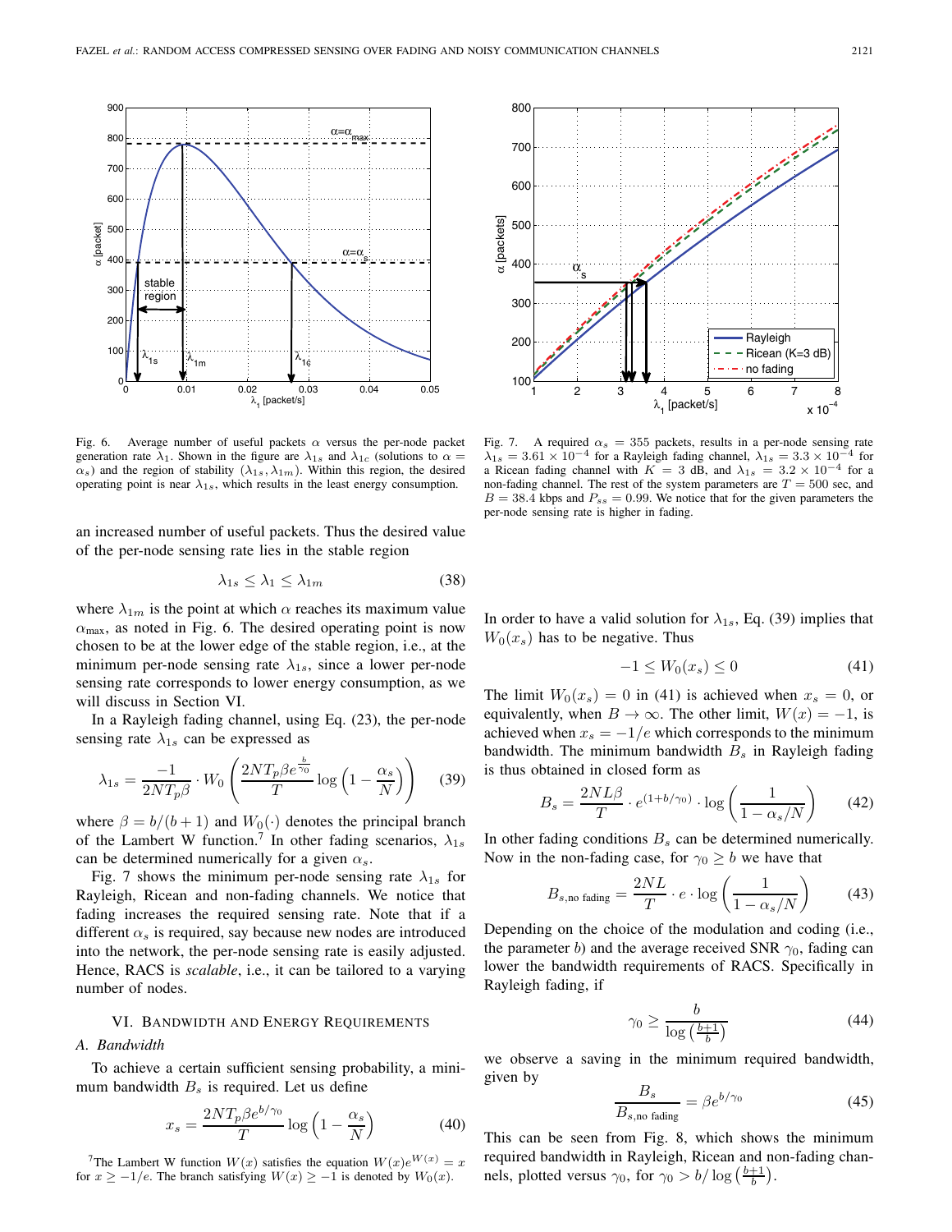Fig. 6. Average number of useful packets $\alpha$ versus the per-node packet generation rate $\lambda_1$. Shown in the figure are $\lambda_{1s}$ and $\lambda_{1c}$ (solutions to $\alpha = \alpha_s$) and the region of stability $(\lambda_{1s}, \lambda_{1m})$. Within this region, the desired operating point is near $\lambda_{1s}$, which results in the least energy consumption.

Fig. 7. A required $\alpha_s = 355$ packets, results in a per-node sensing rate $\lambda_{1s} = 3.61 \times 10^{-4}$ for a Rayleigh fading channel, $\lambda_{1s} = 3.3 \times 10^{-4}$ for a Ricean fading channel with $K = 3$ dB, and $\lambda_{1s} = 3.2 \times 10^{-4}$ for a non-fading channel. The rest of the system parameters are $T = 500$ sec, and $B = 38.4$ kbps and $P_{ss} = 0.99$. We notice that for the given parameters the per-node sensing rate is higher in fading.

an increased number of useful packets. Thus the desired value of the per-node sensing rate lies in the stable region

$$\lambda_{1s} \leq \lambda_1 \leq \lambda_{1m} \tag{38}$$

where $\lambda_{1m}$ is the point at which $\alpha$ reaches its maximum value $\alpha_{\max}$, as noted in Fig. 6. The desired operating point is now chosen to be at the lower edge of the stable region, i.e., at the minimum per-node sensing rate $\lambda_{1s}$, since a lower per-node sensing rate corresponds to lower energy consumption, as we will discuss in Section VI.

In a Rayleigh fading channel, using Eq. (23), the per-node sensing rate $\lambda_{1s}$ can be expressed as

$$\lambda_{1s} = \frac{-1}{2NT_p\beta} \cdot W_0\left(\frac{2NT_p\beta e^{\frac{b}{\gamma_0}}}{T}\log\left(1-\frac{\alpha_s}{N}\right)\right) \tag{39}$$

where $\beta = b/(b+1)$ and $W_0(\cdot)$ denotes the principal branch of the Lambert W function.[7] In other fading scenarios, $\lambda_{1s}$ can be determined numerically for a given $\alpha_s$.

Fig. 7 shows the minimum per-node sensing rate $\lambda_{1s}$ for Rayleigh, Ricean and non-fading channels. We notice that fading increases the required sensing rate. Note that if a different $\alpha_s$ is required, say because new nodes are introduced into the network, the per-node sensing rate is easily adjusted. Hence, RACS is *scalable*, i.e., it can be tailored to a varying number of nodes.

## VI. Bandwidth and Energy Requirements

### A. Bandwidth

To achieve a certain sufficient sensing probability, a minimum bandwidth $B_s$ is required. Let us define

$$x_s = \frac{2NT_p\beta e^{b/\gamma_0}}{T}\log\left(1-\frac{\alpha_s}{N}\right) \tag{40}$$

[7]The Lambert W function $W(x)$ satisfies the equation $W(x)e^{W(x)} = x$ for $x \geq -1/e$. The branch satisfying $W(x) \geq -1$ is denoted by $W_0(x)$.

In order to have a valid solution for $\lambda_{1s}$, Eq. (39) implies that $W_0(x_s)$ has to be negative. Thus

$$-1 \leq W_0(x_s) \leq 0 \tag{41}$$

The limit $W_0(x_s) = 0$ in (41) is achieved when $x_s = 0$, or equivalently, when $B \to \infty$. The other limit, $W(x) = -1$, is achieved when $x_s = -1/e$ which corresponds to the minimum bandwidth. The minimum bandwidth $B_s$ in Rayleigh fading is thus obtained in closed form as

$$B_s = \frac{2NL\beta}{T} \cdot e^{(1+b/\gamma_0)} \cdot \log\left(\frac{1}{1-\alpha_s/N}\right) \tag{42}$$

In other fading conditions $B_s$ can be determined numerically. Now in the non-fading case, for $\gamma_0 \geq b$ we have that

$$B_{s,\text{no fading}} = \frac{2NL}{T} \cdot e \cdot \log\left(\frac{1}{1-\alpha_s/N}\right) \tag{43}$$

Depending on the choice of the modulation and coding (i.e., the parameter $b$) and the average received SNR $\gamma_0$, fading can lower the bandwidth requirements of RACS. Specifically in Rayleigh fading, if

$$\gamma_0 \geq \frac{b}{\log\left(\frac{b+1}{b}\right)} \tag{44}$$

we observe a saving in the minimum required bandwidth, given by

$$\frac{B_s}{B_{s,\text{no fading}}} = \beta e^{b/\gamma_0} \tag{45}$$

This can be seen from Fig. 8, which shows the minimum required bandwidth in Rayleigh, Ricean and non-fading channels, plotted versus $\gamma_0$, for $\gamma_0 > b/\log\left(\frac{b+1}{b}\right)$.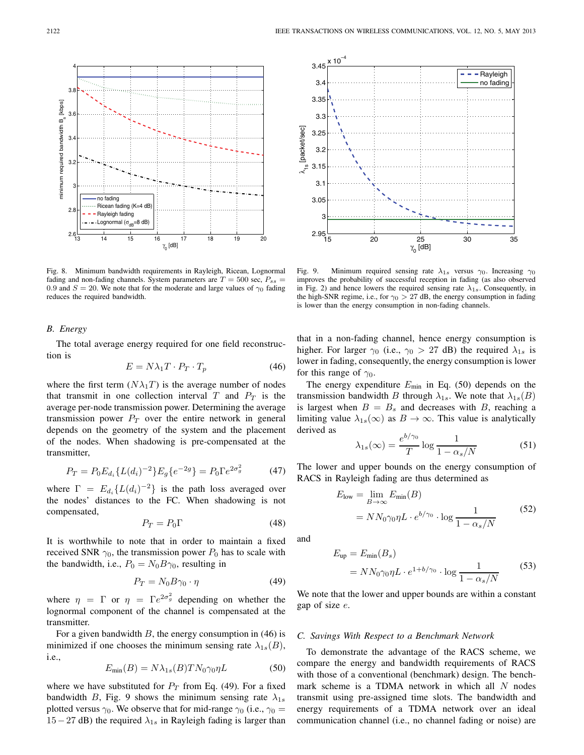Fig. 8. Minimum bandwidth requirements in Rayleigh, Ricean, Lognormal fading and non-fading channels. System parameters are $T = 500$ sec, $P_{ss} = 0.9$ and $S = 20$. We note that for the moderate and large values of $\gamma_0$ fading reduces the required bandwidth.

Fig. 9. Minimum required sensing rate $\lambda_{1s}$ versus $\gamma_0$. Increasing $\gamma_0$ improves the probability of successful reception in fading (as also observed in Fig. 2) and hence lowers the required sensing rate $\lambda_{1s}$. Consequently, in the high-SNR regime, i.e., for $\gamma_0 > 27$ dB, the energy consumption in fading is lower than the energy consumption in non-fading channels.

### B. Energy

The total average energy required for one field reconstruction is

$$E = N\lambda_1 T \cdot P_T \cdot T_p \tag{46}$$

where the first term ($N\lambda_1 T$) is the average number of nodes that transmit in one collection interval $T$ and $P_T$ is the average per-node transmission power. Determining the average transmission power $P_T$ over the entire network in general depends on the geometry of the system and the placement of the nodes. When shadowing is pre-compensated at the transmitter,

$$P_T = P_0 E_{d_i}\{L(d_i)^{-2}\}E_g\{e^{-2g}\} = P_0 \Gamma e^{2\sigma_g^2} \tag{47}$$

where $\Gamma = E_{d_i}\{L(d_i)^{-2}\}$ is the path loss averaged over the nodes' distances to the FC. When shadowing is not compensated,

$$P_T = P_0 \Gamma \tag{48}$$

It is worthwhile to note that in order to maintain a fixed received SNR $\gamma_0$, the transmission power $P_0$ has to scale with the bandwidth, i.e., $P_0 = N_0 B \gamma_0$, resulting in

$$P_T = N_0 B \gamma_0 \cdot \eta \tag{49}$$

where $\eta = \Gamma$ or $\eta = \Gamma e^{2\sigma_g^2}$ depending on whether the lognormal component of the channel is compensated at the transmitter.

For a given bandwidth $B$, the energy consumption in (46) is minimized if one chooses the minimum sensing rate $\lambda_{1s}(B)$, i.e.,

$$E_{\min}(B) = N\lambda_{1s}(B) T N_0 \gamma_0 \eta L \tag{50}$$

where we have substituted for $P_T$ from Eq. (49). For a fixed bandwidth $B$, Fig. 9 shows the minimum sensing rate $\lambda_{1s}$ plotted versus $\gamma_0$. We observe that for mid-range $\gamma_0$ (i.e., $\gamma_0 = 15-27$ dB) the required $\lambda_{1s}$ in Rayleigh fading is larger than that in a non-fading channel, hence energy consumption is higher. For larger $\gamma_0$ (i.e., $\gamma_0 > 27$ dB) the required $\lambda_{1s}$ is lower in fading, consequently, the energy consumption is lower for this range of $\gamma_0$.

The energy expenditure $E_{\min}$ in Eq. (50) depends on the transmission bandwidth $B$ through $\lambda_{1s}$. We note that $\lambda_{1s}(B)$ is largest when $B = B_s$ and decreases with $B$, reaching a limiting value $\lambda_{1s}(\infty)$ as $B \to \infty$. This value is analytically derived as

$$\lambda_{1s}(\infty) = \frac{e^{b/\gamma_0}}{T} \log \frac{1}{1 - \alpha_s/N} \tag{51}$$

The lower and upper bounds on the energy consumption of RACS in Rayleigh fading are thus determined as

$$\begin{aligned} E_{\text{low}} &= \lim_{B \to \infty} E_{\min}(B) \\ &= N N_0 \gamma_0 \eta L \cdot e^{b/\gamma_0} \cdot \log \frac{1}{1 - \alpha_s/N} \end{aligned} \tag{52}$$

and

$$\begin{aligned} E_{\text{up}} &= E_{\min}(B_s) \\ &= N N_0 \gamma_0 \eta L \cdot e^{1+b/\gamma_0} \cdot \log \frac{1}{1 - \alpha_s/N} \end{aligned} \tag{53}$$

We note that the lower and upper bounds are within a constant gap of size $e$.

### C. Savings With Respect to a Benchmark Network

To demonstrate the advantage of the RACS scheme, we compare the energy and bandwidth requirements of RACS with those of a conventional (benchmark) design. The benchmark scheme is a TDMA network in which all $N$ nodes transmit using pre-assigned time slots. The bandwidth and energy requirements of a TDMA network over an ideal communication channel (i.e., no channel fading or noise) are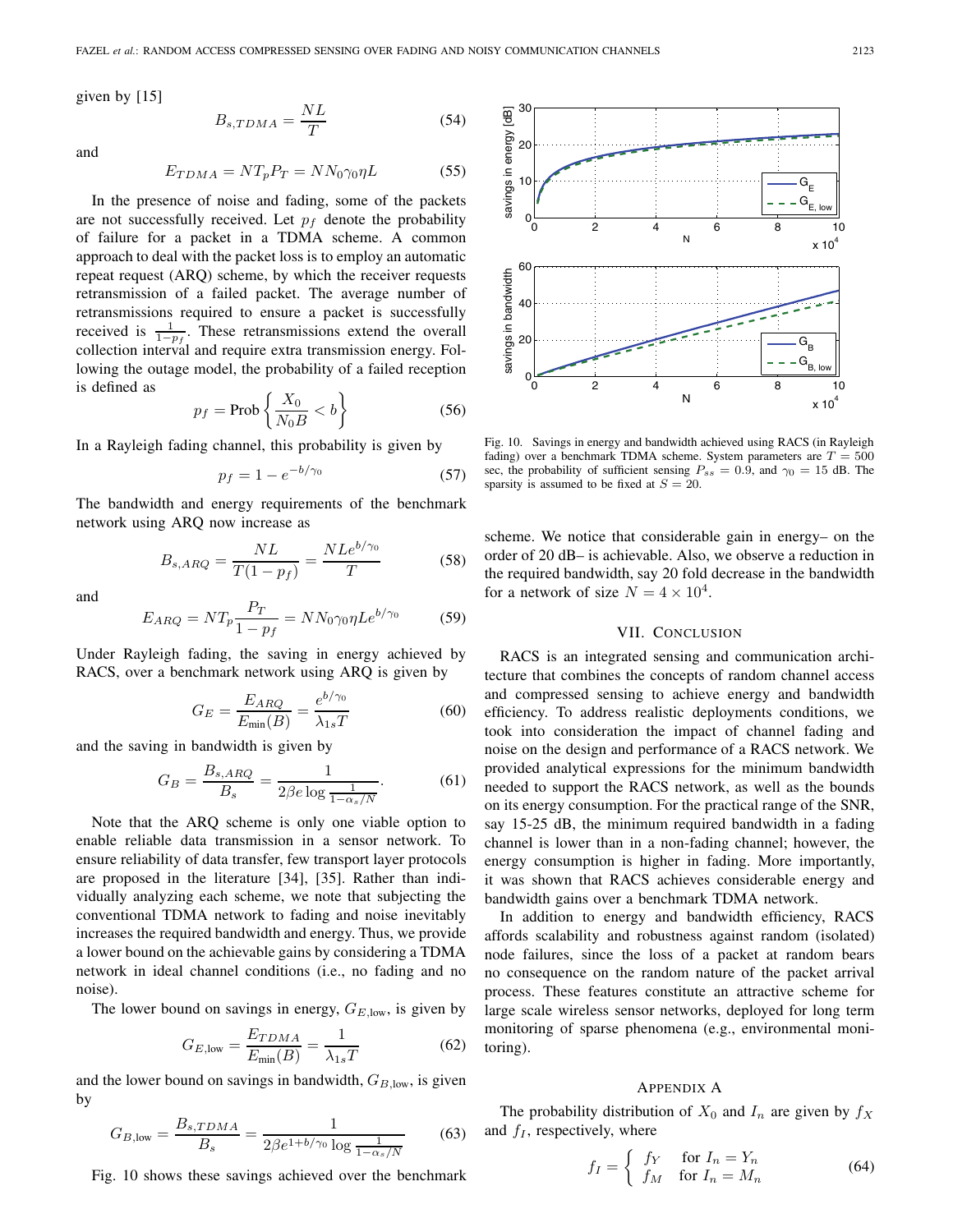given by [15]

$$B_{s,TDMA} = \frac{NL}{T} \tag{54}$$

and

$$E_{TDMA} = NT_p P_T = NN_0\gamma_0\eta L \tag{55}$$

In the presence of noise and fading, some of the packets are not successfully received. Let $p_f$ denote the probability of failure for a packet in a TDMA scheme. A common approach to deal with the packet loss is to employ an automatic repeat request (ARQ) scheme, by which the receiver requests retransmission of a failed packet. The average number of retransmissions required to ensure a packet is successfully received is $\frac{1}{1-p_f}$. These retransmissions extend the overall collection interval and require extra transmission energy. Following the outage model, the probability of a failed reception is defined as

$$p_f = \text{Prob}\left\{\frac{X_0}{N_0 B} < b\right\} \tag{56}$$

In a Rayleigh fading channel, this probability is given by

$$p_f = 1 - e^{-b/\gamma_0} \tag{57}$$

The bandwidth and energy requirements of the benchmark network using ARQ now increase as

$$B_{s,ARQ} = \frac{NL}{T(1-p_f)} = \frac{NLe^{b/\gamma_0}}{T} \tag{58}$$

and

$$E_{ARQ} = NT_p\frac{P_T}{1-p_f} = NN_0\gamma_0\eta Le^{b/\gamma_0} \tag{59}$$

Under Rayleigh fading, the saving in energy achieved by RACS, over a benchmark network using ARQ is given by

$$G_E = \frac{E_{ARQ}}{E_{\min}(B)} = \frac{e^{b/\gamma_0}}{\lambda_{1s}T} \tag{60}$$

and the saving in bandwidth is given by

$$G_B = \frac{B_{s,ARQ}}{B_s} = \frac{1}{2\beta e \log\frac{1}{1-\alpha_s/N}}. \tag{61}$$

Note that the ARQ scheme is only one viable option to enable reliable data transmission in a sensor network. To ensure reliability of data transfer, few transport layer protocols are proposed in the literature [34], [35]. Rather than individually analyzing each scheme, we note that subjecting the conventional TDMA network to fading and noise inevitably increases the required bandwidth and energy. Thus, we provide a lower bound on the achievable gains by considering a TDMA network in ideal channel conditions (i.e., no fading and no noise).

The lower bound on savings in energy, $G_{E,\text{low}}$, is given by

$$G_{E,\text{low}} = \frac{E_{TDMA}}{E_{\min}(B)} = \frac{1}{\lambda_{1s}T} \tag{62}$$

and the lower bound on savings in bandwidth, $G_{B,\text{low}}$, is given by

$$G_{B,\text{low}} = \frac{B_{s,TDMA}}{B_s} = \frac{1}{2\beta e^{1+b/\gamma_0}\log\frac{1}{1-\alpha_s/N}} \tag{63}$$

Fig. 10 shows these savings achieved over the benchmark scheme. We notice that considerable gain in energy– on the order of 20 dB– is achievable. Also, we observe a reduction in the required bandwidth, say 20 fold decrease in the bandwidth for a network of size $N = 4\times 10^4$.

Fig. 10. Savings in energy and bandwidth achieved using RACS (in Rayleigh fading) over a benchmark TDMA scheme. System parameters are $T = 500$ sec, the probability of sufficient sensing $P_{ss} = 0.9$, and $\gamma_0 = 15$ dB. The sparsity is assumed to be fixed at $S = 20$.

## VII. Conclusion

RACS is an integrated sensing and communication architecture that combines the concepts of random channel access and compressed sensing to achieve energy and bandwidth efficiency. To address realistic deployments conditions, we took into consideration the impact of channel fading and noise on the design and performance of a RACS network. We provided analytical expressions for the minimum bandwidth needed to support the RACS network, as well as the bounds on its energy consumption. For the practical range of the SNR, say 15-25 dB, the minimum required bandwidth in a fading channel is lower than in a non-fading channel; however, the energy consumption is higher in fading. More importantly, it was shown that RACS achieves considerable energy and bandwidth gains over a benchmark TDMA network.

In addition to energy and bandwidth efficiency, RACS affords scalability and robustness against random (isolated) node failures, since the loss of a packet at random bears no consequence on the random nature of the packet arrival process. These features constitute an attractive scheme for large scale wireless sensor networks, deployed for long term monitoring of sparse phenomena (e.g., environmental monitoring).

## Appendix A

The probability distribution of $X_0$ and $I_n$ are given by $f_X$ and $f_I$, respectively, where

$$f_I = \begin{cases} f_Y & \text{for } I_n = Y_n \\ f_M & \text{for } I_n = M_n \end{cases} \tag{64}$$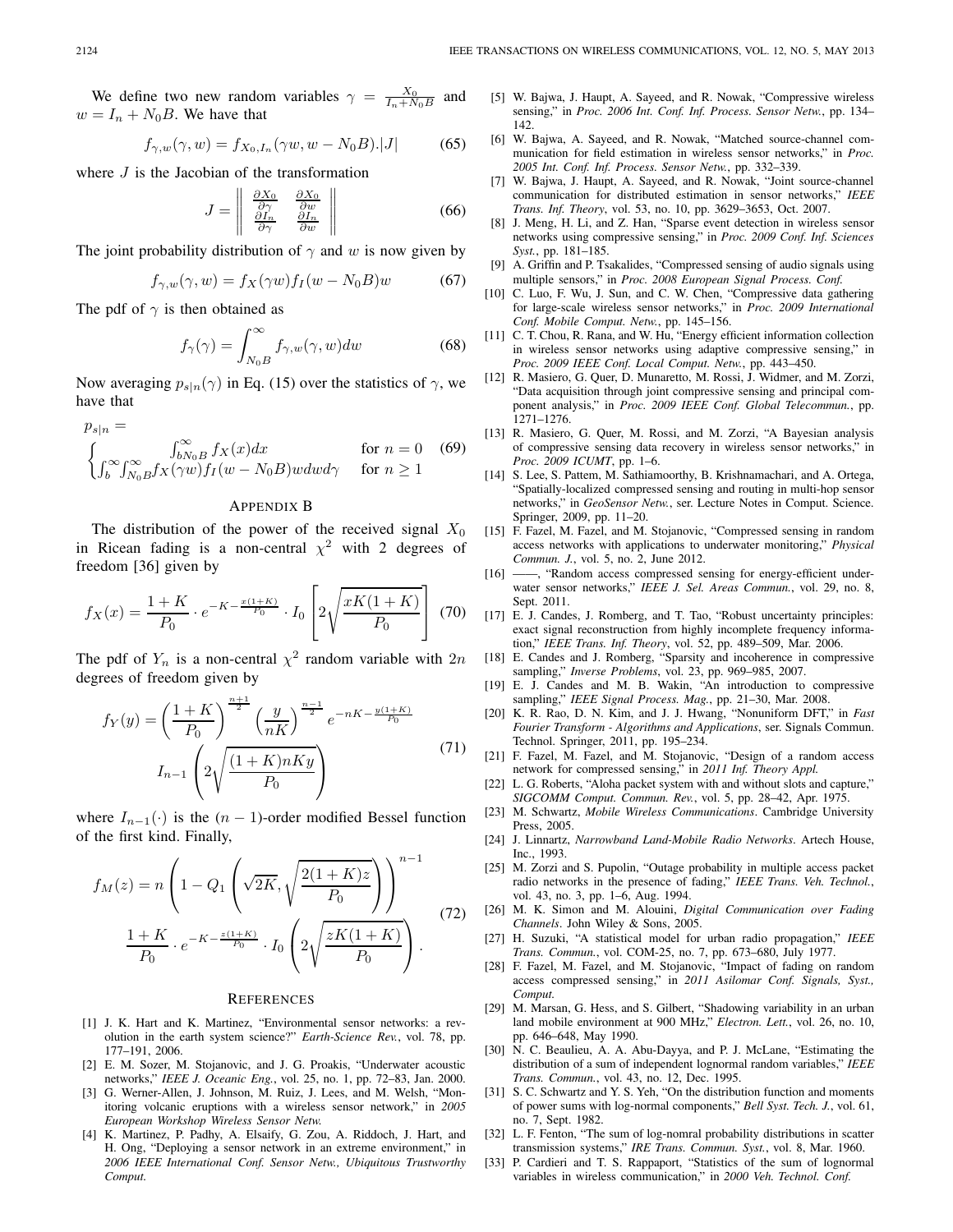We define two new random variables $\gamma = \frac{X_0}{I_n + N_0 B}$ and $w = I_n + N_0 B$. We have that

$$f_{\gamma,w}(\gamma, w) = f_{X_0, I_n}(\gamma w, w - N_0 B).|J| \tag{65}$$

where $J$ is the Jacobian of the transformation

$$J = \left\| \begin{array}{cc} \frac{\partial X_0}{\partial \gamma} & \frac{\partial X_0}{\partial w} \\ \frac{\partial I_n}{\partial \gamma} & \frac{\partial I_n}{\partial w} \end{array} \right\| \tag{66}$$

The joint probability distribution of $\gamma$ and $w$ is now given by

$$f_{\gamma,w}(\gamma, w) = f_X(\gamma w) f_I(w - N_0 B) w \tag{67}$$

The pdf of $\gamma$ is then obtained as

$$f_\gamma(\gamma) = \int_{N_0 B}^{\infty} f_{\gamma,w}(\gamma, w) dw \tag{68}$$

Now averaging $p_{s|n}(\gamma)$ in Eq. (15) over the statistics of $\gamma$, we have that

$$p_{s|n} = \begin{cases} \int_{bN_0B}^{\infty} f_X(x)dx & \text{for } n = 0 \\ \int_b^{\infty}\int_{N_0B}^{\infty} f_X(\gamma w) f_I(w - N_0 B) w dw d\gamma & \text{for } n \geq 1 \end{cases} \tag{69}$$

## APPENDIX B

The distribution of the power of the received signal $X_0$ in Ricean fading is a non-central $\chi^2$ with 2 degrees of freedom [36] given by

$$f_X(x) = \frac{1+K}{P_0} \cdot e^{-K - \frac{x(1+K)}{P_0}} \cdot I_0 \left[ 2\sqrt{\frac{xK(1+K)}{P_0}} \right] \tag{70}$$

The pdf of $Y_n$ is a non-central $\chi^2$ random variable with $2n$ degrees of freedom given by

$$f_Y(y) = \left(\frac{1+K}{P_0}\right)^{\frac{n+1}{2}} \left(\frac{y}{nK}\right)^{\frac{n-1}{2}} e^{-nK - \frac{y(1+K)}{P_0}} I_{n-1}\left(2\sqrt{\frac{(1+K)nKy}{P_0}}\right) \tag{71}$$

where $I_{n-1}(\cdot)$ is the $(n-1)$-order modified Bessel function of the first kind. Finally,

$$f_M(z) = n\left(1 - Q_1\left(\sqrt{2K}, \sqrt{\frac{2(1+K)z}{P_0}}\right)\right)^{n-1} \frac{1+K}{P_0} \cdot e^{-K - \frac{z(1+K)}{P_0}} \cdot I_0\left(2\sqrt{\frac{zK(1+K)}{P_0}}\right). \tag{72}$$

## REFERENCES

[1] J. K. Hart and K. Martinez, "Environmental sensor networks: a revolution in the earth system science?" *Earth-Science Rev.*, vol. 78, pp. 177–191, 2006.

[2] E. M. Sozer, M. Stojanovic, and J. G. Proakis, "Underwater acoustic networks," *IEEE J. Oceanic Eng.*, vol. 25, no. 1, pp. 72–83, Jan. 2000.

[3] G. Werner-Allen, J. Johnson, M. Ruiz, J. Lees, and M. Welsh, "Monitoring volcanic eruptions with a wireless sensor network," in *2005 European Workshop Wireless Sensor Netw.*

[4] K. Martinez, P. Padhy, A. Elsaify, G. Zou, A. Riddoch, J. Hart, and H. Ong, "Deploying a sensor network in an extreme environment," in *2006 IEEE International Conf. Sensor Netw., Ubiquitous Trustworthy Comput.*

[5] W. Bajwa, J. Haupt, A. Sayeed, and R. Nowak, "Compressive wireless sensing," in *Proc. 2006 Int. Conf. Inf. Process. Sensor Netw.*, pp. 134–142.

[6] W. Bajwa, A. Sayeed, and R. Nowak, "Matched source-channel communication for field estimation in wireless sensor networks," in *Proc. 2005 Int. Conf. Inf. Process. Sensor Netw.*, pp. 332–339.

[7] W. Bajwa, J. Haupt, A. Sayeed, and R. Nowak, "Joint source-channel communication for distributed estimation in sensor networks," *IEEE Trans. Inf. Theory*, vol. 53, no. 10, pp. 3629–3653, Oct. 2007.

[8] J. Meng, H. Li, and Z. Han, "Sparse event detection in wireless sensor networks using compressive sensing," in *Proc. 2009 Conf. Inf. Sciences Syst.*, pp. 181–185.

[9] A. Griffin and P. Tsakalides, "Compressed sensing of audio signals using multiple sensors," in *Proc. 2008 European Signal Process. Conf.*

[10] C. Luo, F. Wu, J. Sun, and C. W. Chen, "Compressive data gathering for large-scale wireless sensor networks," in *Proc. 2009 International Conf. Mobile Comput. Netw.*, pp. 145–156.

[11] C. T. Chou, R. Rana, and W. Hu, "Energy efficient information collection in wireless sensor networks using adaptive compressive sensing," in *Proc. 2009 IEEE Conf. Local Comput. Netw.*, pp. 443–450.

[12] R. Masiero, G. Quer, D. Munaretto, M. Rossi, J. Widmer, and M. Zorzi, "Data acquisition through joint compressive sensing and principal component analysis," in *Proc. 2009 IEEE Conf. Global Telecommun.*, pp. 1271–1276.

[13] R. Masiero, G. Quer, M. Rossi, and M. Zorzi, "A Bayesian analysis of compressive sensing data recovery in wireless sensor networks," in *Proc. 2009 ICUMT*, pp. 1–6.

[14] S. Lee, S. Pattem, M. Sathiamoorthy, B. Krishnamachari, and A. Ortega, "Spatially-localized compressed sensing and routing in multi-hop sensor networks," in *GeoSensor Netw.*, ser. Lecture Notes in Comput. Science. Springer, 2009, pp. 11–20.

[15] F. Fazel, M. Fazel, and M. Stojanovic, "Compressed sensing in random access networks with applications to underwater monitoring," *Physical Commun. J.*, vol. 5, no. 2, June 2012.

[16] ——, "Random access compressed sensing for energy-efficient underwater sensor networks," *IEEE J. Sel. Areas Commun.*, vol. 29, no. 8, Sept. 2011.

[17] E. J. Candes, J. Romberg, and T. Tao, "Robust uncertainty principles: exact signal reconstruction from highly incomplete frequency information," *IEEE Trans. Inf. Theory*, vol. 52, pp. 489–509, Mar. 2006.

[18] E. Candes and J. Romberg, "Sparsity and incoherence in compressive sampling," *Inverse Problems*, vol. 23, pp. 969–985, 2007.

[19] E. J. Candes and M. B. Wakin, "An introduction to compressive sampling," *IEEE Signal Process. Mag.*, pp. 21–30, Mar. 2008.

[20] K. R. Rao, D. N. Kim, and J. J. Hwang, "Nonuniform DFT," in *Fast Fourier Transform - Algorithms and Applications*, ser. Signals Commun. Technol. Springer, 2011, pp. 195–234.

[21] F. Fazel, M. Fazel, and M. Stojanovic, "Design of a random access network for compressed sensing," in *2011 Inf. Theory Appl.*

[22] L. G. Roberts, "Aloha packet system with and without slots and capture," *SIGCOMM Comput. Commun. Rev.*, vol. 5, pp. 28–42, Apr. 1975.

[23] M. Schwartz, *Mobile Wireless Communications*. Cambridge University Press, 2005.

[24] J. Linnartz, *Narrowband Land-Mobile Radio Networks*. Artech House, Inc., 1993.

[25] M. Zorzi and S. Pupolin, "Outage probability in multiple access packet radio networks in the presence of fading," *IEEE Trans. Veh. Technol.*, vol. 43, no. 3, pp. 1–6, Aug. 1994.

[26] M. K. Simon and M. Alouini, *Digital Communication over Fading Channels*. John Wiley & Sons, 2005.

[27] H. Suzuki, "A statistical model for urban radio propagation," *IEEE Trans. Commun.*, vol. COM-25, no. 7, pp. 673–680, July 1977.

[28] F. Fazel, M. Fazel, and M. Stojanovic, "Impact of fading on random access compressed sensing," in *2011 Asilomar Conf. Signals, Syst., Comput.*

[29] M. Marsan, G. Hess, and S. Gilbert, "Shadowing variability in an urban land mobile environment at 900 MHz," *Electron. Lett.*, vol. 26, no. 10, pp. 646–648, May 1990.

[30] N. C. Beaulieu, A. A. Abu-Dayya, and P. J. McLane, "Estimating the distribution of a sum of independent lognormal random variables," *IEEE Trans. Commun.*, vol. 43, no. 12, Dec. 1995.

[31] S. C. Schwartz and Y. S. Yeh, "On the distribution function and moments of power sums with log-normal components," *Bell Syst. Tech. J.*, vol. 61, no. 7, Sept. 1982.

[32] L. F. Fenton, "The sum of log-nomral probability distributions in scatter transmission systems," *IRE Trans. Commun. Syst.*, vol. 8, Mar. 1960.

[33] P. Cardieri and T. S. Rappaport, "Statistics of the sum of lognormal variables in wireless communication," in *2000 Veh. Technol. Conf.*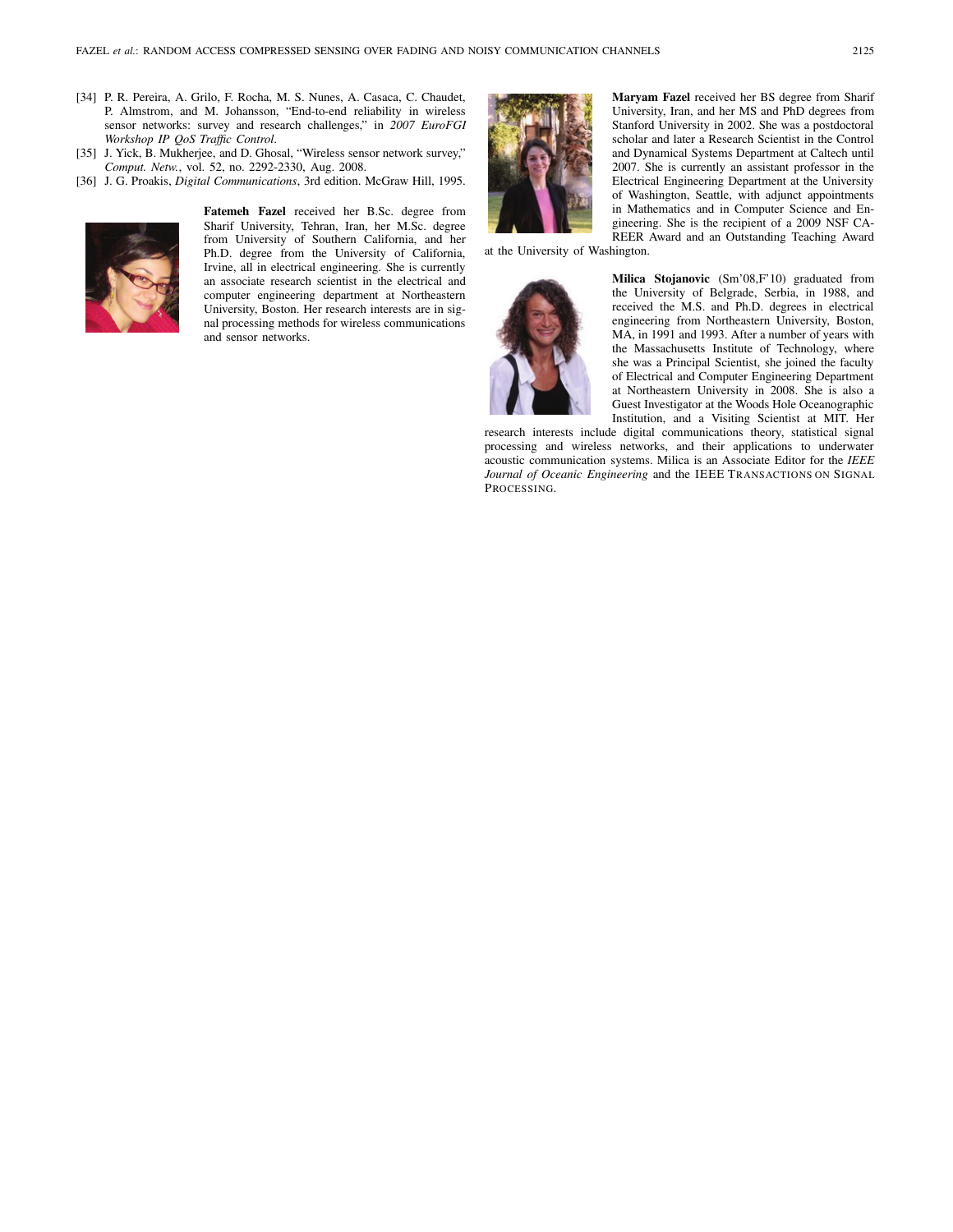[34] P. R. Pereira, A. Grilo, F. Rocha, M. S. Nunes, A. Casaca, C. Chaudet, P. Almstrom, and M. Johansson, "End-to-end reliability in wireless sensor networks: survey and research challenges," in *2007 EuroFGI Workshop IP QoS Traffic Control*.

[35] J. Yick, B. Mukherjee, and D. Ghosal, "Wireless sensor network survey," *Comput. Netw.*, vol. 52, no. 2292-2330, Aug. 2008.

[36] J. G. Proakis, *Digital Communications*, 3rd edition. McGraw Hill, 1995.

**Fatemeh Fazel** received her B.Sc. degree from Sharif University, Tehran, Iran, her M.Sc. degree from University of Southern California, and her Ph.D. degree from the University of California, Irvine, all in electrical engineering. She is currently an associate research scientist in the electrical and computer engineering department at Northeastern University, Boston. Her research interests are in signal processing methods for wireless communications and sensor networks.

**Maryam Fazel** received her BS degree from Sharif University, Iran, and her MS and PhD degrees from Stanford University in 2002. She was a postdoctoral scholar and later a Research Scientist in the Control and Dynamical Systems Department at Caltech until 2007. She is currently an assistant professor in the Electrical Engineering Department at the University of Washington, Seattle, with adjunct appointments in Mathematics and in Computer Science and Engineering. She is the recipient of a 2009 NSF CAREER Award and an Outstanding Teaching Award at the University of Washington.

**Milica Stojanovic** (Sm'08,F'10) graduated from the University of Belgrade, Serbia, in 1988, and received the M.S. and Ph.D. degrees in electrical engineering from Northeastern University, Boston, MA, in 1991 and 1993. After a number of years with the Massachusetts Institute of Technology, where she was a Principal Scientist, she joined the faculty of Electrical and Computer Engineering Department at Northeastern University in 2008. She is also a Guest Investigator at the Woods Hole Oceanographic Institution, and a Visiting Scientist at MIT. Her research interests include digital communications theory, statistical signal processing and wireless networks, and their applications to underwater acoustic communication systems. Milica is an Associate Editor for the *IEEE Journal of Oceanic Engineering* and the IEEE TRANSACTIONS ON SIGNAL PROCESSING.